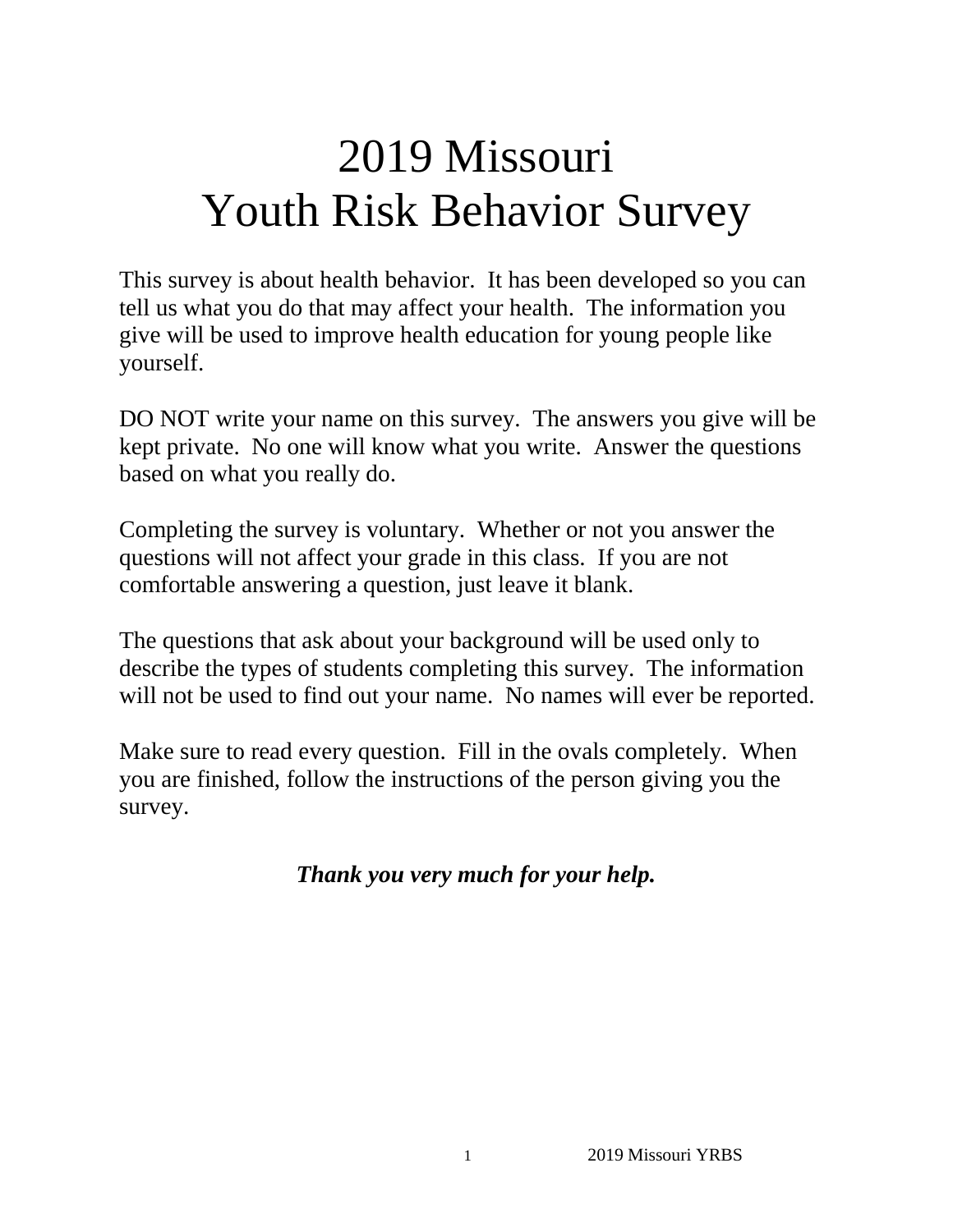# 2019 Missouri
# Youth Risk Behavior Survey

This survey is about health behavior. It has been developed so you can tell us what you do that may affect your health. The information you give will be used to improve health education for young people like yourself.

DO NOT write your name on this survey. The answers you give will be kept private. No one will know what you write. Answer the questions based on what you really do.

Completing the survey is voluntary. Whether or not you answer the questions will not affect your grade in this class. If you are not comfortable answering a question, just leave it blank.

The questions that ask about your background will be used only to describe the types of students completing this survey. The information will not be used to find out your name. No names will ever be reported.

Make sure to read every question. Fill in the ovals completely. When you are finished, follow the instructions of the person giving you the survey.

***Thank you very much for your help.***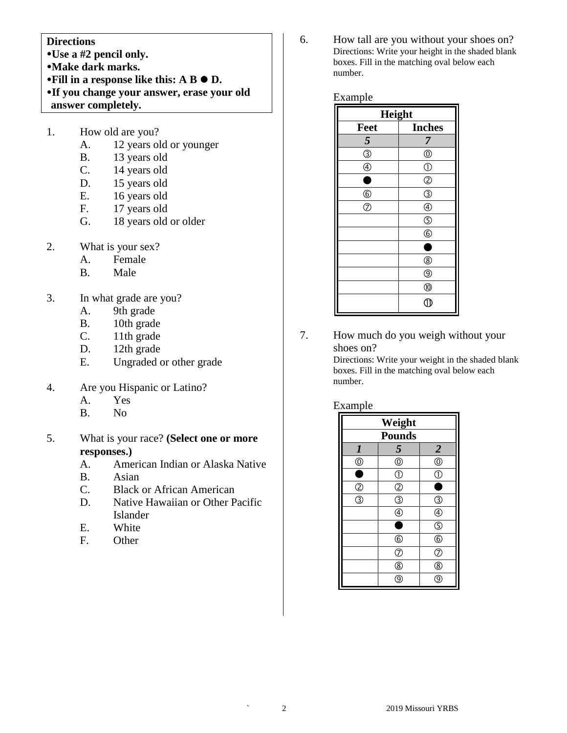**Directions**
- **Use a #2 pencil only.**
- **Make dark marks.**
- **Fill in a response like this: A B ● D.**
- **If you change your answer, erase your old answer completely.**

1. How old are you?
   - A. 12 years old or younger
   - B. 13 years old
   - C. 14 years old
   - D. 15 years old
   - E. 16 years old
   - F. 17 years old
   - G. 18 years old or older

2. What is your sex?
   - A. Female
   - B. Male

3. In what grade are you?
   - A. 9th grade
   - B. 10th grade
   - C. 11th grade
   - D. 12th grade
   - E. Ungraded or other grade

4. Are you Hispanic or Latino?
   - A. Yes
   - B. No

5. What is your race? **(Select one or more responses.)**
   - A. American Indian or Alaska Native
   - B. Asian
   - C. Black or African American
   - D. Native Hawaiian or Other Pacific Islander
   - E. White
   - F. Other

6. How tall are you without your shoes on?
   Directions: Write your height in the shaded blank boxes. Fill in the matching oval below each number.

Example

| Height | |
|---|---|
| Feet | Inches |
| *5* | *7* |
| ③ | ⓪ |
| ④ | ① |
| ● | ② |
| ⑥ | ③ |
| ⑦ | ④ |
| | ⑤ |
| | ⑥ |
| | ● |
| | ⑧ |
| | ⑨ |
| | ⑩ |
| | ⑪ |

7. How much do you weigh without your shoes on?
   Directions: Write your weight in the shaded blank boxes. Fill in the matching oval below each number.

Example

| Weight | | |
|---|---|---|
| Pounds | | |
| *1* | *5* | *2* |
| ⓪ | ⓪ | ⓪ |
| ● | ① | ① |
| ② | ② | ● |
| ③ | ③ | ③ |
| | ④ | ④ |
| | ● | ⑤ |
| | ⑥ | ⑥ |
| | ⑦ | ⑦ |
| | ⑧ | ⑧ |
| | ⑨ | ⑨ |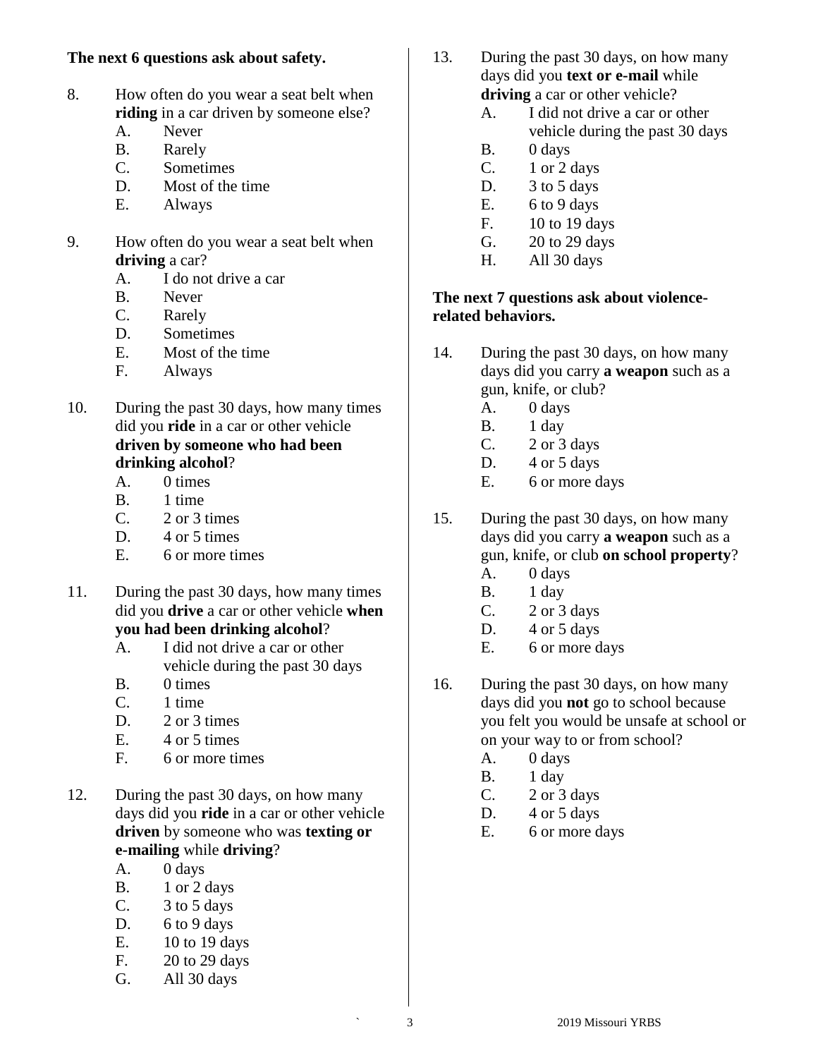**The next 6 questions ask about safety.**

8. How often do you wear a seat belt when **riding** in a car driven by someone else?
   - A. Never
   - B. Rarely
   - C. Sometimes
   - D. Most of the time
   - E. Always

9. How often do you wear a seat belt when **driving** a car?
   - A. I do not drive a car
   - B. Never
   - C. Rarely
   - D. Sometimes
   - E. Most of the time
   - F. Always

10. During the past 30 days, how many times did you **ride** in a car or other vehicle **driven by someone who had been drinking alcohol**?
    - A. 0 times
    - B. 1 time
    - C. 2 or 3 times
    - D. 4 or 5 times
    - E. 6 or more times

11. During the past 30 days, how many times did you **drive** a car or other vehicle **when you had been drinking alcohol**?
    - A. I did not drive a car or other vehicle during the past 30 days
    - B. 0 times
    - C. 1 time
    - D. 2 or 3 times
    - E. 4 or 5 times
    - F. 6 or more times

12. During the past 30 days, on how many days did you **ride** in a car or other vehicle **driven** by someone who was **texting or e-mailing** while **driving**?
    - A. 0 days
    - B. 1 or 2 days
    - C. 3 to 5 days
    - D. 6 to 9 days
    - E. 10 to 19 days
    - F. 20 to 29 days
    - G. All 30 days

13. During the past 30 days, on how many days did you **text or e-mail** while **driving** a car or other vehicle?
    - A. I did not drive a car or other vehicle during the past 30 days
    - B. 0 days
    - C. 1 or 2 days
    - D. 3 to 5 days
    - E. 6 to 9 days
    - F. 10 to 19 days
    - G. 20 to 29 days
    - H. All 30 days

**The next 7 questions ask about violence-related behaviors.**

14. During the past 30 days, on how many days did you carry **a weapon** such as a gun, knife, or club?
    - A. 0 days
    - B. 1 day
    - C. 2 or 3 days
    - D. 4 or 5 days
    - E. 6 or more days

15. During the past 30 days, on how many days did you carry **a weapon** such as a gun, knife, or club **on school property**?
    - A. 0 days
    - B. 1 day
    - C. 2 or 3 days
    - D. 4 or 5 days
    - E. 6 or more days

16. During the past 30 days, on how many days did you **not** go to school because you felt you would be unsafe at school or on your way to or from school?
    - A. 0 days
    - B. 1 day
    - C. 2 or 3 days
    - D. 4 or 5 days
    - E. 6 or more days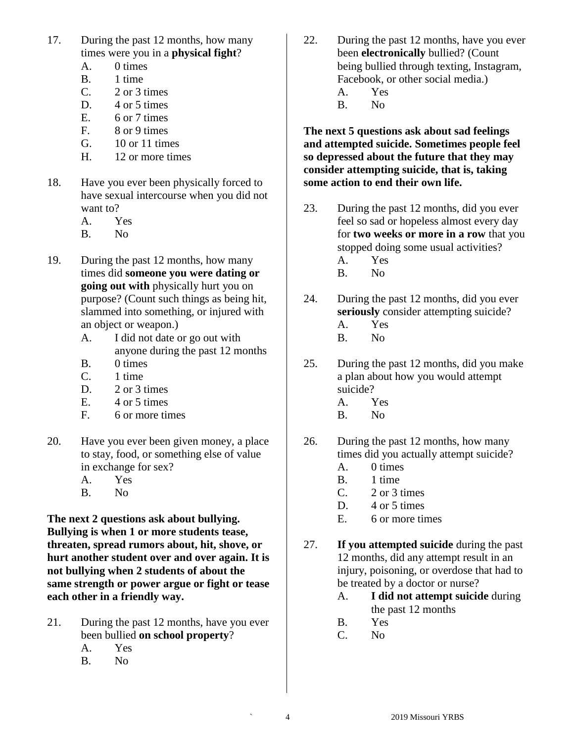17. During the past 12 months, how many times were you in a **physical fight**?
    - A. 0 times
    - B. 1 time
    - C. 2 or 3 times
    - D. 4 or 5 times
    - E. 6 or 7 times
    - F. 8 or 9 times
    - G. 10 or 11 times
    - H. 12 or more times

18. Have you ever been physically forced to have sexual intercourse when you did not want to?
    - A. Yes
    - B. No

19. During the past 12 months, how many times did **someone you were dating or going out with** physically hurt you on purpose? (Count such things as being hit, slammed into something, or injured with an object or weapon.)
    - A. I did not date or go out with anyone during the past 12 months
    - B. 0 times
    - C. 1 time
    - D. 2 or 3 times
    - E. 4 or 5 times
    - F. 6 or more times

20. Have you ever been given money, a place to stay, food, or something else of value in exchange for sex?
    - A. Yes
    - B. No

**The next 2 questions ask about bullying. Bullying is when 1 or more students tease, threaten, spread rumors about, hit, shove, or hurt another student over and over again. It is not bullying when 2 students of about the same strength or power argue or fight or tease each other in a friendly way.**

21. During the past 12 months, have you ever been bullied **on school property**?
    - A. Yes
    - B. No

22. During the past 12 months, have you ever been **electronically** bullied? (Count being bullied through texting, Instagram, Facebook, or other social media.)
    - A. Yes
    - B. No

**The next 5 questions ask about sad feelings and attempted suicide. Sometimes people feel so depressed about the future that they may consider attempting suicide, that is, taking some action to end their own life.**

23. During the past 12 months, did you ever feel so sad or hopeless almost every day for **two weeks or more in a row** that you stopped doing some usual activities?
    - A. Yes
    - B. No

24. During the past 12 months, did you ever **seriously** consider attempting suicide?
    - A. Yes
    - B. No

25. During the past 12 months, did you make a plan about how you would attempt suicide?
    - A. Yes
    - B. No

26. During the past 12 months, how many times did you actually attempt suicide?
    - A. 0 times
    - B. 1 time
    - C. 2 or 3 times
    - D. 4 or 5 times
    - E. 6 or more times

27. **If you attempted suicide** during the past 12 months, did any attempt result in an injury, poisoning, or overdose that had to be treated by a doctor or nurse?
    - A. **I did not attempt suicide** during the past 12 months
    - B. Yes
    - C. No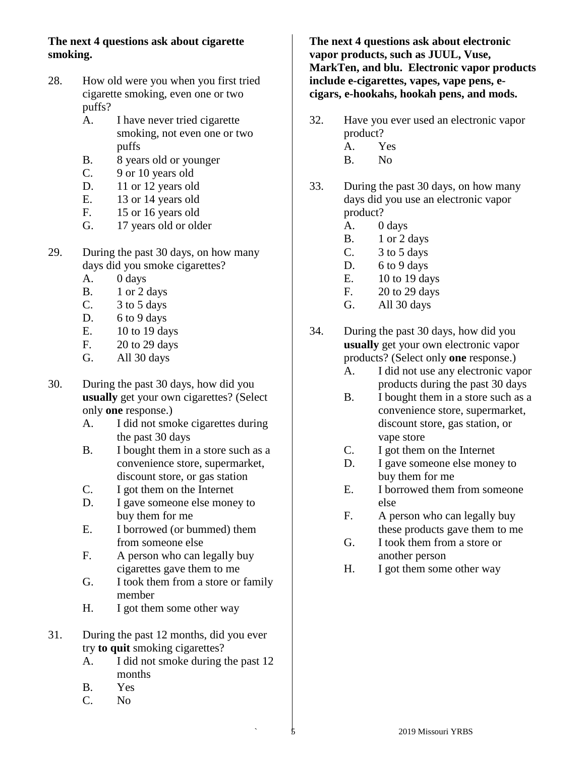**The next 4 questions ask about cigarette smoking.**

28. How old were you when you first tried cigarette smoking, even one or two puffs?
    - A. I have never tried cigarette smoking, not even one or two puffs
    - B. 8 years old or younger
    - C. 9 or 10 years old
    - D. 11 or 12 years old
    - E. 13 or 14 years old
    - F. 15 or 16 years old
    - G. 17 years old or older

29. During the past 30 days, on how many days did you smoke cigarettes?
    - A. 0 days
    - B. 1 or 2 days
    - C. 3 to 5 days
    - D. 6 to 9 days
    - E. 10 to 19 days
    - F. 20 to 29 days
    - G. All 30 days

30. During the past 30 days, how did you **usually** get your own cigarettes? (Select only **one** response.)
    - A. I did not smoke cigarettes during the past 30 days
    - B. I bought them in a store such as a convenience store, supermarket, discount store, or gas station
    - C. I got them on the Internet
    - D. I gave someone else money to buy them for me
    - E. I borrowed (or bummed) them from someone else
    - F. A person who can legally buy cigarettes gave them to me
    - G. I took them from a store or family member
    - H. I got them some other way

31. During the past 12 months, did you ever try **to quit** smoking cigarettes?
    - A. I did not smoke during the past 12 months
    - B. Yes
    - C. No

**The next 4 questions ask about electronic vapor products, such as JUUL, Vuse, MarkTen, and blu. Electronic vapor products include e-cigarettes, vapes, vape pens, e-cigars, e-hookahs, hookah pens, and mods.**

32. Have you ever used an electronic vapor product?
    - A. Yes
    - B. No

33. During the past 30 days, on how many days did you use an electronic vapor product?
    - A. 0 days
    - B. 1 or 2 days
    - C. 3 to 5 days
    - D. 6 to 9 days
    - E. 10 to 19 days
    - F. 20 to 29 days
    - G. All 30 days

34. During the past 30 days, how did you **usually** get your own electronic vapor products? (Select only **one** response.)
    - A. I did not use any electronic vapor products during the past 30 days
    - B. I bought them in a store such as a convenience store, supermarket, discount store, gas station, or vape store
    - C. I got them on the Internet
    - D. I gave someone else money to buy them for me
    - E. I borrowed them from someone else
    - F. A person who can legally buy these products gave them to me
    - G. I took them from a store or another person
    - H. I got them some other way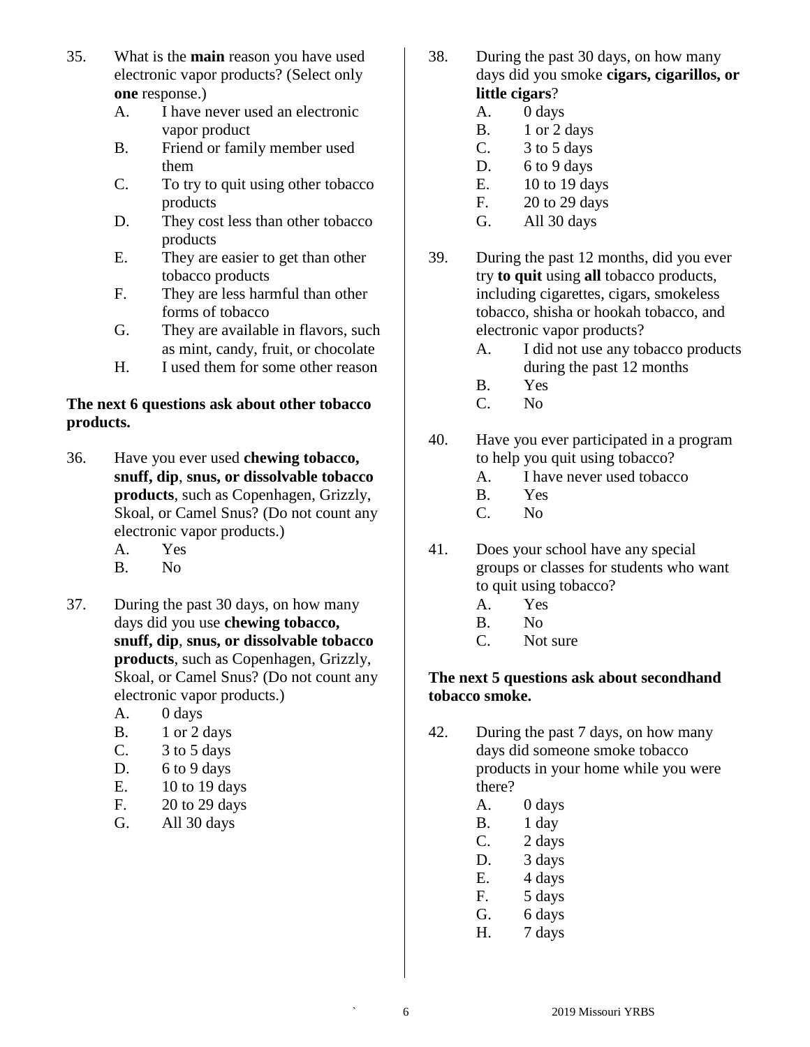35. What is the **main** reason you have used electronic vapor products? (Select only **one** response.)
    - A. I have never used an electronic vapor product
    - B. Friend or family member used them
    - C. To try to quit using other tobacco products
    - D. They cost less than other tobacco products
    - E. They are easier to get than other tobacco products
    - F. They are less harmful than other forms of tobacco
    - G. They are available in flavors, such as mint, candy, fruit, or chocolate
    - H. I used them for some other reason

**The next 6 questions ask about other tobacco products.**

36. Have you ever used **chewing tobacco, snuff, dip**, **snus, or dissolvable tobacco products**, such as Copenhagen, Grizzly, Skoal, or Camel Snus? (Do not count any electronic vapor products.)
    - A. Yes
    - B. No

37. During the past 30 days, on how many days did you use **chewing tobacco, snuff, dip**, **snus, or dissolvable tobacco products**, such as Copenhagen, Grizzly, Skoal, or Camel Snus? (Do not count any electronic vapor products.)
    - A. 0 days
    - B. 1 or 2 days
    - C. 3 to 5 days
    - D. 6 to 9 days
    - E. 10 to 19 days
    - F. 20 to 29 days
    - G. All 30 days

38. During the past 30 days, on how many days did you smoke **cigars, cigarillos, or little cigars**?
    - A. 0 days
    - B. 1 or 2 days
    - C. 3 to 5 days
    - D. 6 to 9 days
    - E. 10 to 19 days
    - F. 20 to 29 days
    - G. All 30 days

39. During the past 12 months, did you ever try **to quit** using **all** tobacco products, including cigarettes, cigars, smokeless tobacco, shisha or hookah tobacco, and electronic vapor products?
    - A. I did not use any tobacco products during the past 12 months
    - B. Yes
    - C. No

40. Have you ever participated in a program to help you quit using tobacco?
    - A. I have never used tobacco
    - B. Yes
    - C. No

41. Does your school have any special groups or classes for students who want to quit using tobacco?
    - A. Yes
    - B. No
    - C. Not sure

**The next 5 questions ask about secondhand tobacco smoke.**

42. During the past 7 days, on how many days did someone smoke tobacco products in your home while you were there?
    - A. 0 days
    - B. 1 day
    - C. 2 days
    - D. 3 days
    - E. 4 days
    - F. 5 days
    - G. 6 days
    - H. 7 days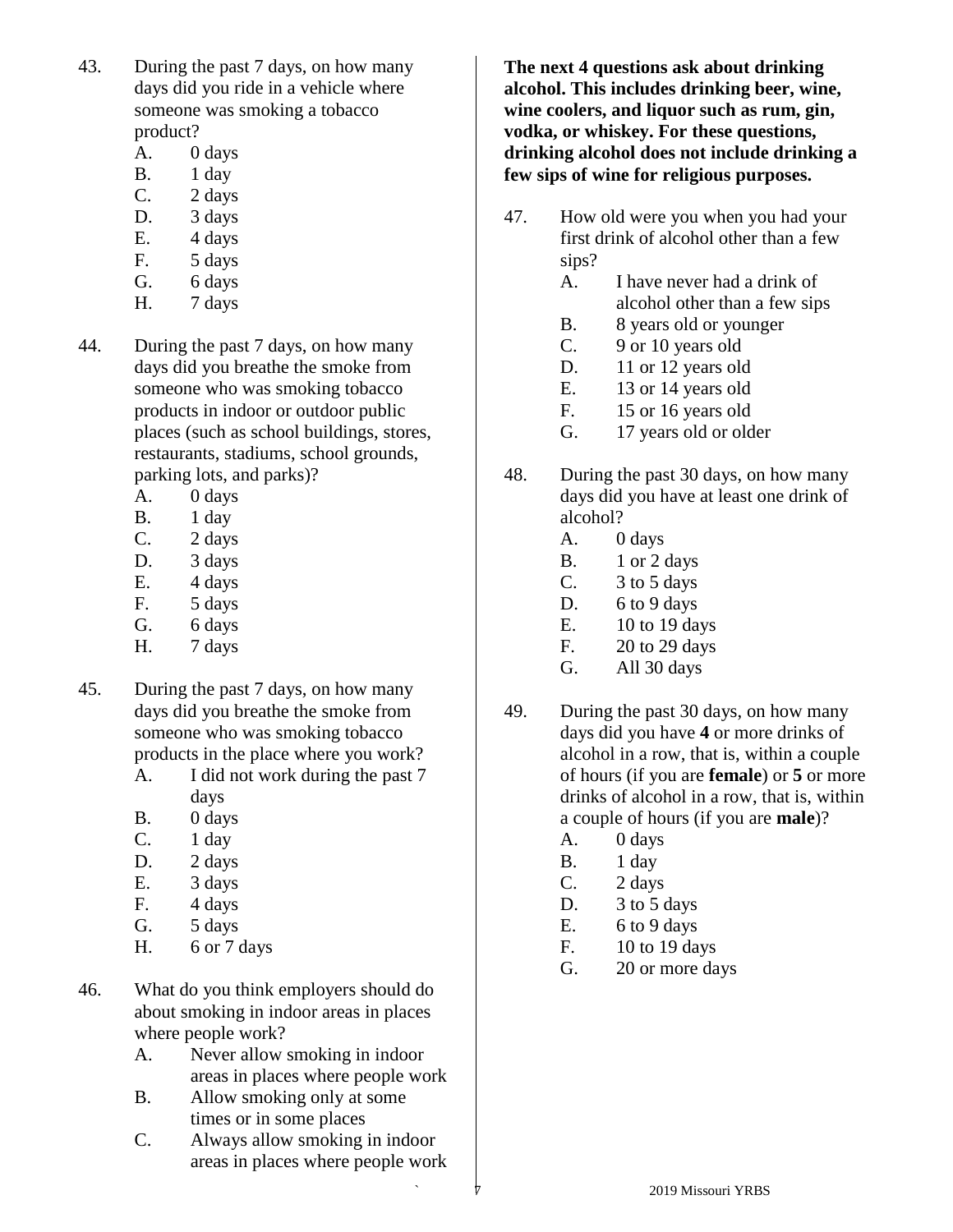43. During the past 7 days, on how many days did you ride in a vehicle where someone was smoking a tobacco product?
    - A. 0 days
    - B. 1 day
    - C. 2 days
    - D. 3 days
    - E. 4 days
    - F. 5 days
    - G. 6 days
    - H. 7 days

44. During the past 7 days, on how many days did you breathe the smoke from someone who was smoking tobacco products in indoor or outdoor public places (such as school buildings, stores, restaurants, stadiums, school grounds, parking lots, and parks)?
    - A. 0 days
    - B. 1 day
    - C. 2 days
    - D. 3 days
    - E. 4 days
    - F. 5 days
    - G. 6 days
    - H. 7 days

45. During the past 7 days, on how many days did you breathe the smoke from someone who was smoking tobacco products in the place where you work?
    - A. I did not work during the past 7 days
    - B. 0 days
    - C. 1 day
    - D. 2 days
    - E. 3 days
    - F. 4 days
    - G. 5 days
    - H. 6 or 7 days

46. What do you think employers should do about smoking in indoor areas in places where people work?
    - A. Never allow smoking in indoor areas in places where people work
    - B. Allow smoking only at some times or in some places
    - C. Always allow smoking in indoor areas in places where people work

**The next 4 questions ask about drinking alcohol. This includes drinking beer, wine, wine coolers, and liquor such as rum, gin, vodka, or whiskey. For these questions, drinking alcohol does not include drinking a few sips of wine for religious purposes.**

47. How old were you when you had your first drink of alcohol other than a few sips?
    - A. I have never had a drink of alcohol other than a few sips
    - B. 8 years old or younger
    - C. 9 or 10 years old
    - D. 11 or 12 years old
    - E. 13 or 14 years old
    - F. 15 or 16 years old
    - G. 17 years old or older

48. During the past 30 days, on how many days did you have at least one drink of alcohol?
    - A. 0 days
    - B. 1 or 2 days
    - C. 3 to 5 days
    - D. 6 to 9 days
    - E. 10 to 19 days
    - F. 20 to 29 days
    - G. All 30 days

49. During the past 30 days, on how many days did you have **4** or more drinks of alcohol in a row, that is, within a couple of hours (if you are **female**) or **5** or more drinks of alcohol in a row, that is, within a couple of hours (if you are **male**)?
    - A. 0 days
    - B. 1 day
    - C. 2 days
    - D. 3 to 5 days
    - E. 6 to 9 days
    - F. 10 to 19 days
    - G. 20 or more days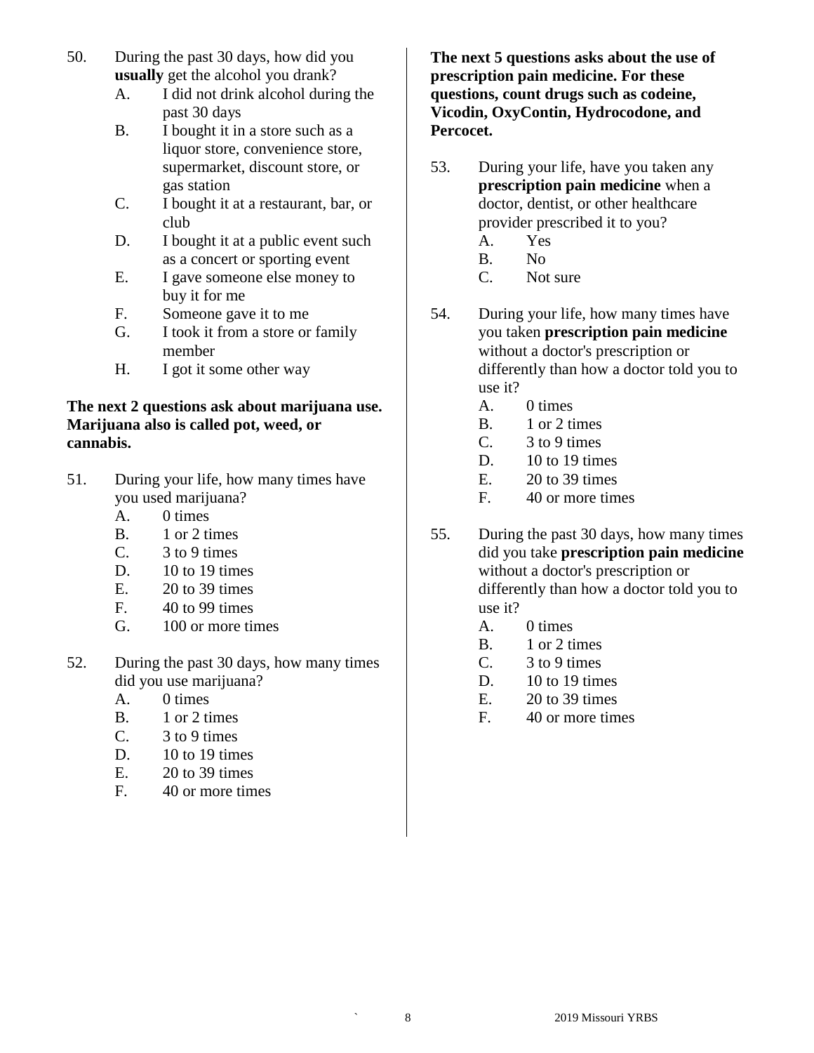50. During the past 30 days, how did you **usually** get the alcohol you drank?
    - A. I did not drink alcohol during the past 30 days
    - B. I bought it in a store such as a liquor store, convenience store, supermarket, discount store, or gas station
    - C. I bought it at a restaurant, bar, or club
    - D. I bought it at a public event such as a concert or sporting event
    - E. I gave someone else money to buy it for me
    - F. Someone gave it to me
    - G. I took it from a store or family member
    - H. I got it some other way

**The next 2 questions ask about marijuana use. Marijuana also is called pot, weed, or cannabis.**

51. During your life, how many times have you used marijuana?
    - A. 0 times
    - B. 1 or 2 times
    - C. 3 to 9 times
    - D. 10 to 19 times
    - E. 20 to 39 times
    - F. 40 to 99 times
    - G. 100 or more times

52. During the past 30 days, how many times did you use marijuana?
    - A. 0 times
    - B. 1 or 2 times
    - C. 3 to 9 times
    - D. 10 to 19 times
    - E. 20 to 39 times
    - F. 40 or more times

**The next 5 questions asks about the use of prescription pain medicine. For these questions, count drugs such as codeine, Vicodin, OxyContin, Hydrocodone, and Percocet.**

53. During your life, have you taken any **prescription pain medicine** when a doctor, dentist, or other healthcare provider prescribed it to you?
    - A. Yes
    - B. No
    - C. Not sure

54. During your life, how many times have you taken **prescription pain medicine** without a doctor's prescription or differently than how a doctor told you to use it?
    - A. 0 times
    - B. 1 or 2 times
    - C. 3 to 9 times
    - D. 10 to 19 times
    - E. 20 to 39 times
    - F. 40 or more times

55. During the past 30 days, how many times did you take **prescription pain medicine** without a doctor's prescription or differently than how a doctor told you to use it?
    - A. 0 times
    - B. 1 or 2 times
    - C. 3 to 9 times
    - D. 10 to 19 times
    - E. 20 to 39 times
    - F. 40 or more times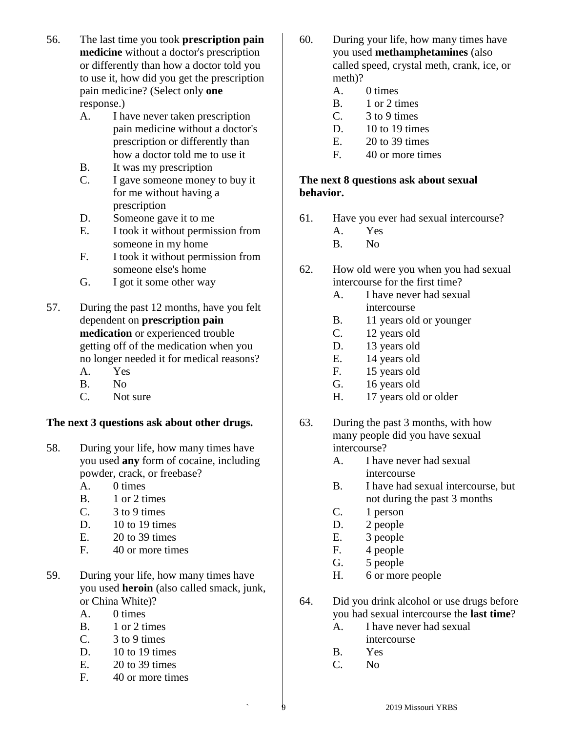56. The last time you took **prescription pain medicine** without a doctor's prescription or differently than how a doctor told you to use it, how did you get the prescription pain medicine? (Select only **one** response.)
    - A. I have never taken prescription pain medicine without a doctor's prescription or differently than how a doctor told me to use it
    - B. It was my prescription
    - C. I gave someone money to buy it for me without having a prescription
    - D. Someone gave it to me
    - E. I took it without permission from someone in my home
    - F. I took it without permission from someone else's home
    - G. I got it some other way

57. During the past 12 months, have you felt dependent on **prescription pain medication** or experienced trouble getting off of the medication when you no longer needed it for medical reasons?
    - A. Yes
    - B. No
    - C. Not sure

**The next 3 questions ask about other drugs.**

58. During your life, how many times have you used **any** form of cocaine, including powder, crack, or freebase?
    - A. 0 times
    - B. 1 or 2 times
    - C. 3 to 9 times
    - D. 10 to 19 times
    - E. 20 to 39 times
    - F. 40 or more times

59. During your life, how many times have you used **heroin** (also called smack, junk, or China White)?
    - A. 0 times
    - B. 1 or 2 times
    - C. 3 to 9 times
    - D. 10 to 19 times
    - E. 20 to 39 times
    - F. 40 or more times

60. During your life, how many times have you used **methamphetamines** (also called speed, crystal meth, crank, ice, or meth)?
    - A. 0 times
    - B. 1 or 2 times
    - C. 3 to 9 times
    - D. 10 to 19 times
    - E. 20 to 39 times
    - F. 40 or more times

**The next 8 questions ask about sexual behavior.**

61. Have you ever had sexual intercourse?
    - A. Yes
    - B. No

62. How old were you when you had sexual intercourse for the first time?
    - A. I have never had sexual intercourse
    - B. 11 years old or younger
    - C. 12 years old
    - D. 13 years old
    - E. 14 years old
    - F. 15 years old
    - G. 16 years old
    - H. 17 years old or older

63. During the past 3 months, with how many people did you have sexual intercourse?
    - A. I have never had sexual intercourse
    - B. I have had sexual intercourse, but not during the past 3 months
    - C. 1 person
    - D. 2 people
    - E. 3 people
    - F. 4 people
    - G. 5 people
    - H. 6 or more people

64. Did you drink alcohol or use drugs before you had sexual intercourse the **last time**?
    - A. I have never had sexual intercourse
    - B. Yes
    - C. No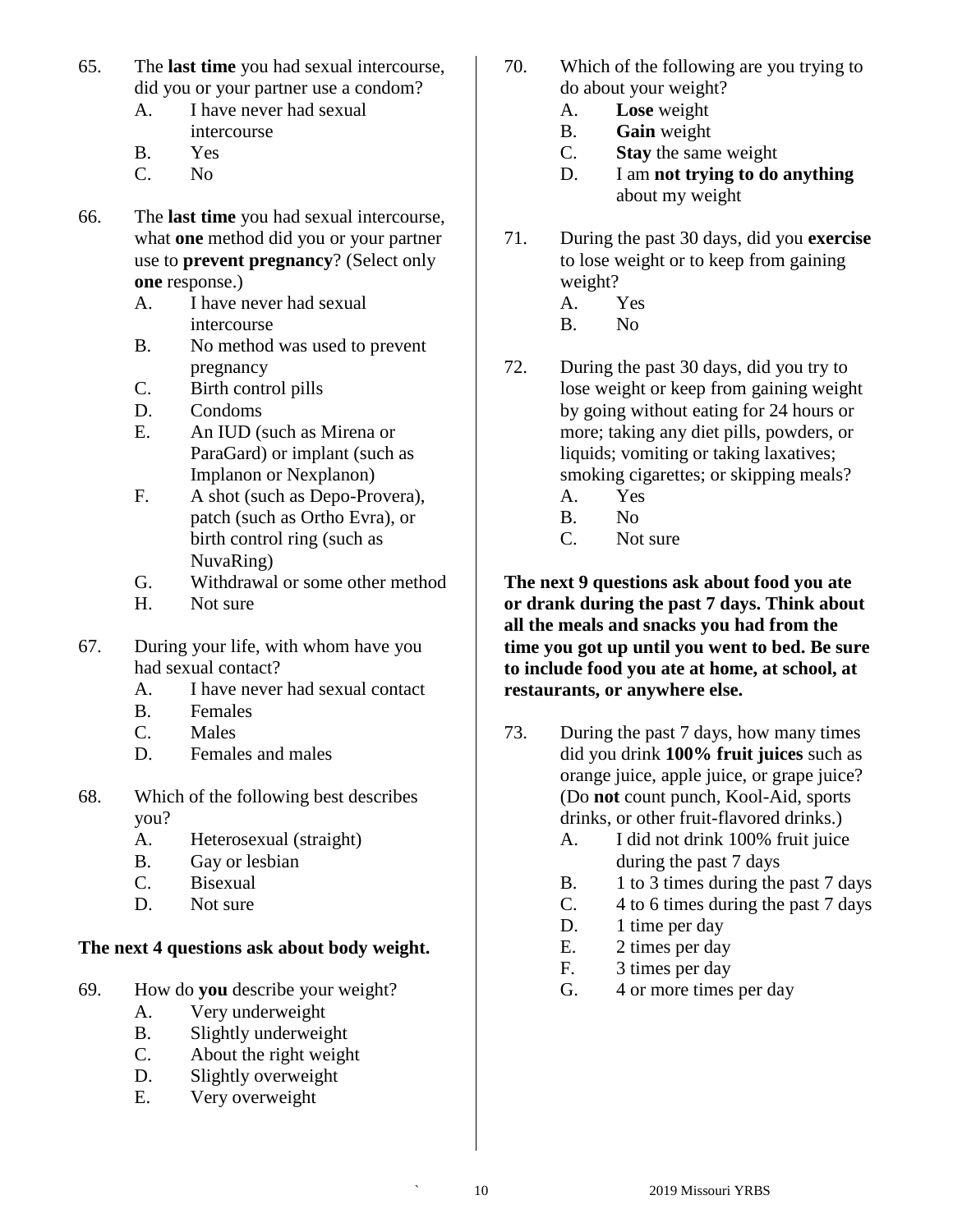65. The **last time** you had sexual intercourse, did you or your partner use a condom?
    A. I have never had sexual intercourse
    B. Yes
    C. No

66. The **last time** you had sexual intercourse, what **one** method did you or your partner use to **prevent pregnancy**? (Select only **one** response.)
    A. I have never had sexual intercourse
    B. No method was used to prevent pregnancy
    C. Birth control pills
    D. Condoms
    E. An IUD (such as Mirena or ParaGard) or implant (such as Implanon or Nexplanon)
    F. A shot (such as Depo-Provera), patch (such as Ortho Evra), or birth control ring (such as NuvaRing)
    G. Withdrawal or some other method
    H. Not sure

67. During your life, with whom have you had sexual contact?
    A. I have never had sexual contact
    B. Females
    C. Males
    D. Females and males

68. Which of the following best describes you?
    A. Heterosexual (straight)
    B. Gay or lesbian
    C. Bisexual
    D. Not sure

**The next 4 questions ask about body weight.**

69. How do **you** describe your weight?
    A. Very underweight
    B. Slightly underweight
    C. About the right weight
    D. Slightly overweight
    E. Very overweight

70. Which of the following are you trying to do about your weight?
    A. **Lose** weight
    B. **Gain** weight
    C. **Stay** the same weight
    D. I am **not trying to do anything** about my weight

71. During the past 30 days, did you **exercise** to lose weight or to keep from gaining weight?
    A. Yes
    B. No

72. During the past 30 days, did you try to lose weight or keep from gaining weight by going without eating for 24 hours or more; taking any diet pills, powders, or liquids; vomiting or taking laxatives; smoking cigarettes; or skipping meals?
    A. Yes
    B. No
    C. Not sure

**The next 9 questions ask about food you ate or drank during the past 7 days. Think about all the meals and snacks you had from the time you got up until you went to bed. Be sure to include food you ate at home, at school, at restaurants, or anywhere else.**

73. During the past 7 days, how many times did you drink **100% fruit juices** such as orange juice, apple juice, or grape juice? (Do **not** count punch, Kool-Aid, sports drinks, or other fruit-flavored drinks.)
    A. I did not drink 100% fruit juice during the past 7 days
    B. 1 to 3 times during the past 7 days
    C. 4 to 6 times during the past 7 days
    D. 1 time per day
    E. 2 times per day
    F. 3 times per day
    G. 4 or more times per day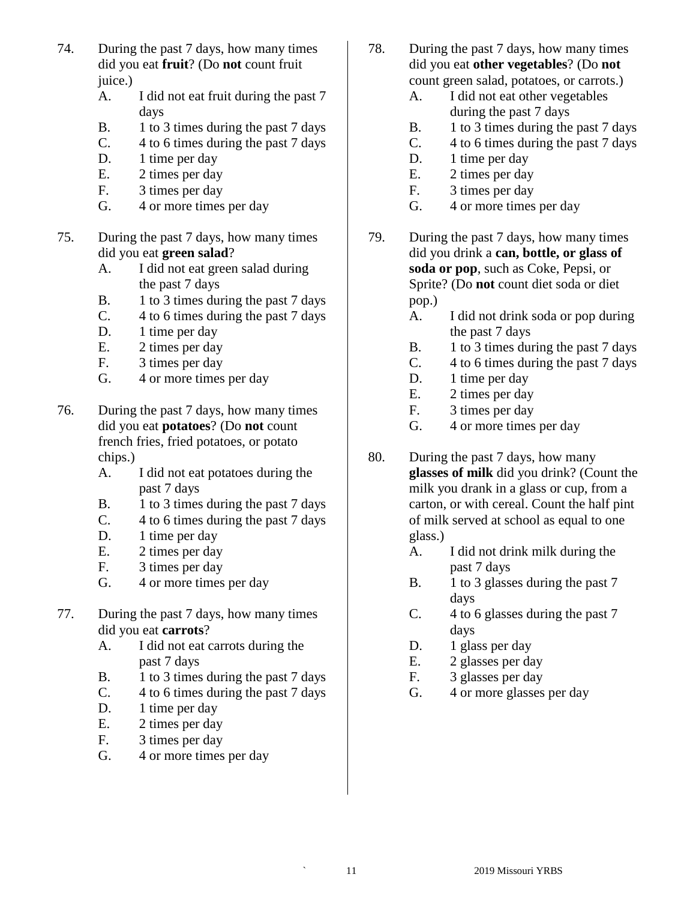74. During the past 7 days, how many times did you eat **fruit**? (Do **not** count fruit juice.)
    - A. I did not eat fruit during the past 7 days
    - B. 1 to 3 times during the past 7 days
    - C. 4 to 6 times during the past 7 days
    - D. 1 time per day
    - E. 2 times per day
    - F. 3 times per day
    - G. 4 or more times per day

75. During the past 7 days, how many times did you eat **green salad**?
    - A. I did not eat green salad during the past 7 days
    - B. 1 to 3 times during the past 7 days
    - C. 4 to 6 times during the past 7 days
    - D. 1 time per day
    - E. 2 times per day
    - F. 3 times per day
    - G. 4 or more times per day

76. During the past 7 days, how many times did you eat **potatoes**? (Do **not** count french fries, fried potatoes, or potato chips.)
    - A. I did not eat potatoes during the past 7 days
    - B. 1 to 3 times during the past 7 days
    - C. 4 to 6 times during the past 7 days
    - D. 1 time per day
    - E. 2 times per day
    - F. 3 times per day
    - G. 4 or more times per day

77. During the past 7 days, how many times did you eat **carrots**?
    - A. I did not eat carrots during the past 7 days
    - B. 1 to 3 times during the past 7 days
    - C. 4 to 6 times during the past 7 days
    - D. 1 time per day
    - E. 2 times per day
    - F. 3 times per day
    - G. 4 or more times per day

78. During the past 7 days, how many times did you eat **other vegetables**? (Do **not** count green salad, potatoes, or carrots.)
    - A. I did not eat other vegetables during the past 7 days
    - B. 1 to 3 times during the past 7 days
    - C. 4 to 6 times during the past 7 days
    - D. 1 time per day
    - E. 2 times per day
    - F. 3 times per day
    - G. 4 or more times per day

79. During the past 7 days, how many times did you drink a **can, bottle, or glass of soda or pop**, such as Coke, Pepsi, or Sprite? (Do **not** count diet soda or diet pop.)
    - A. I did not drink soda or pop during the past 7 days
    - B. 1 to 3 times during the past 7 days
    - C. 4 to 6 times during the past 7 days
    - D. 1 time per day
    - E. 2 times per day
    - F. 3 times per day
    - G. 4 or more times per day

80. During the past 7 days, how many **glasses of milk** did you drink? (Count the milk you drank in a glass or cup, from a carton, or with cereal. Count the half pint of milk served at school as equal to one glass.)
    - A. I did not drink milk during the past 7 days
    - B. 1 to 3 glasses during the past 7 days
    - C. 4 to 6 glasses during the past 7 days
    - D. 1 glass per day
    - E. 2 glasses per day
    - F. 3 glasses per day
    - G. 4 or more glasses per day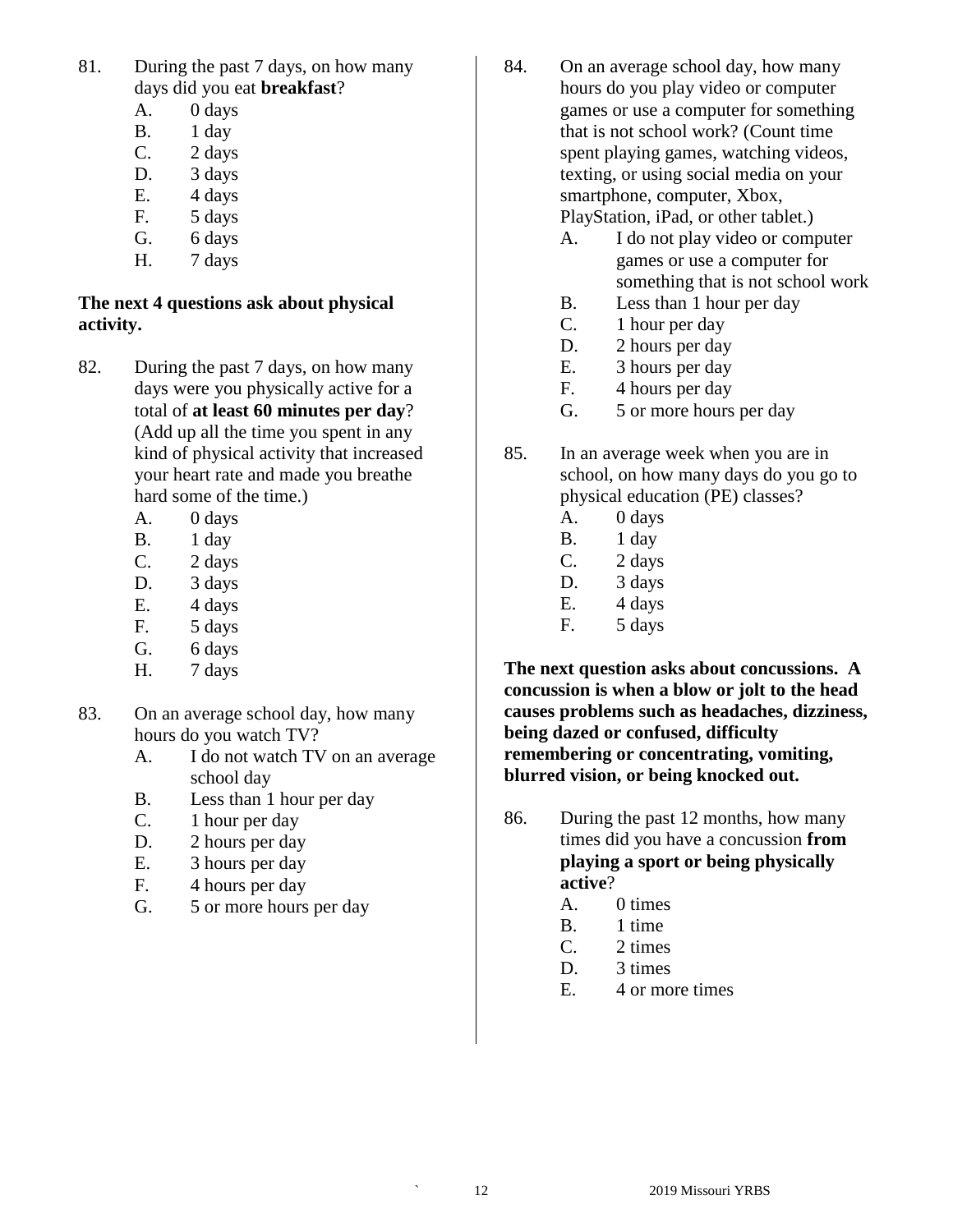81. During the past 7 days, on how many days did you eat **breakfast**?
    - A. 0 days
    - B. 1 day
    - C. 2 days
    - D. 3 days
    - E. 4 days
    - F. 5 days
    - G. 6 days
    - H. 7 days

**The next 4 questions ask about physical activity.**

82. During the past 7 days, on how many days were you physically active for a total of **at least 60 minutes per day**? (Add up all the time you spent in any kind of physical activity that increased your heart rate and made you breathe hard some of the time.)
    - A. 0 days
    - B. 1 day
    - C. 2 days
    - D. 3 days
    - E. 4 days
    - F. 5 days
    - G. 6 days
    - H. 7 days

83. On an average school day, how many hours do you watch TV?
    - A. I do not watch TV on an average school day
    - B. Less than 1 hour per day
    - C. 1 hour per day
    - D. 2 hours per day
    - E. 3 hours per day
    - F. 4 hours per day
    - G. 5 or more hours per day

84. On an average school day, how many hours do you play video or computer games or use a computer for something that is not school work? (Count time spent playing games, watching videos, texting, or using social media on your smartphone, computer, Xbox, PlayStation, iPad, or other tablet.)
    - A. I do not play video or computer games or use a computer for something that is not school work
    - B. Less than 1 hour per day
    - C. 1 hour per day
    - D. 2 hours per day
    - E. 3 hours per day
    - F. 4 hours per day
    - G. 5 or more hours per day

85. In an average week when you are in school, on how many days do you go to physical education (PE) classes?
    - A. 0 days
    - B. 1 day
    - C. 2 days
    - D. 3 days
    - E. 4 days
    - F. 5 days

**The next question asks about concussions. A concussion is when a blow or jolt to the head causes problems such as headaches, dizziness, being dazed or confused, difficulty remembering or concentrating, vomiting, blurred vision, or being knocked out.**

86. During the past 12 months, how many times did you have a concussion **from playing a sport or being physically active**?
    - A. 0 times
    - B. 1 time
    - C. 2 times
    - D. 3 times
    - E. 4 or more times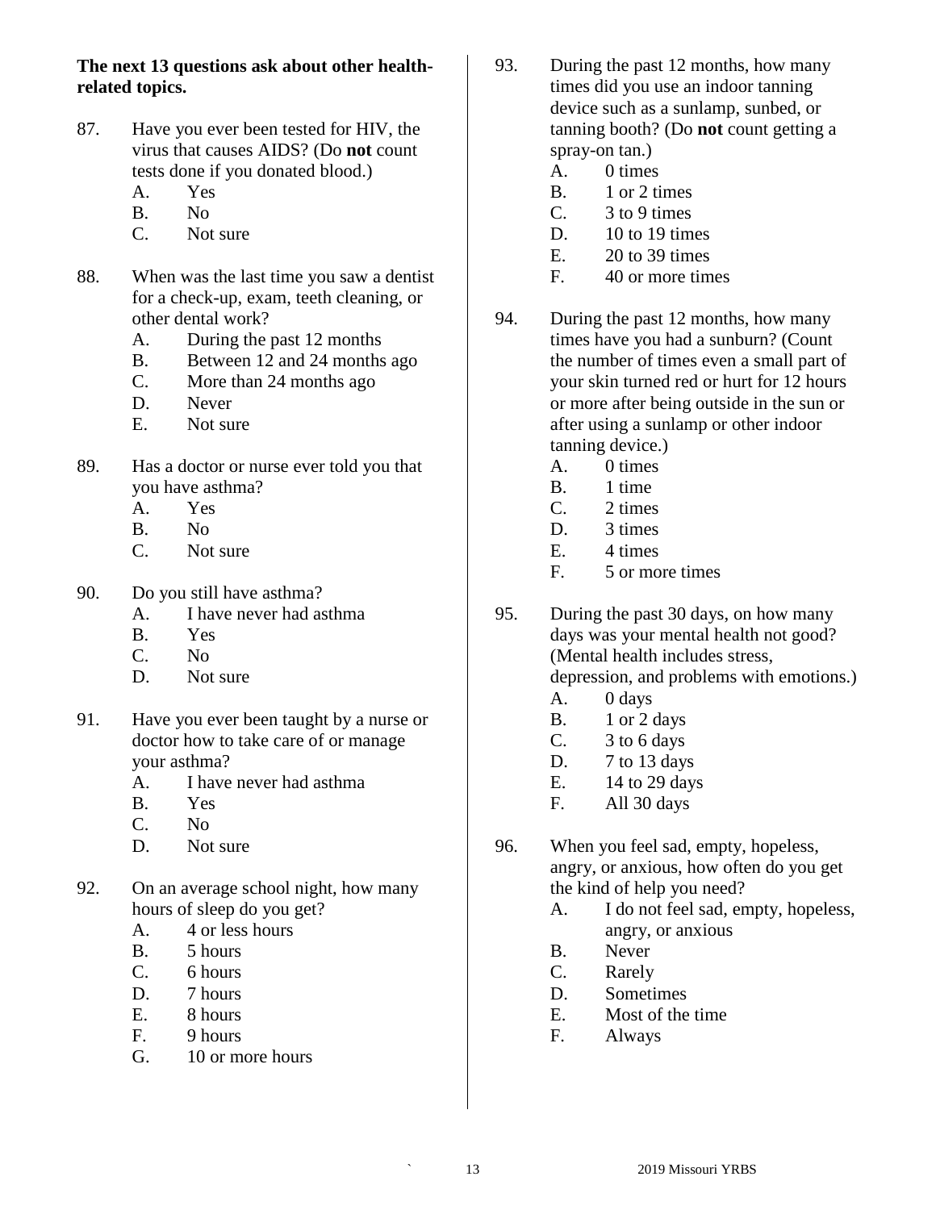**The next 13 questions ask about other health-related topics.**

87. Have you ever been tested for HIV, the virus that causes AIDS? (Do **not** count tests done if you donated blood.)
    - A. Yes
    - B. No
    - C. Not sure

88. When was the last time you saw a dentist for a check-up, exam, teeth cleaning, or other dental work?
    - A. During the past 12 months
    - B. Between 12 and 24 months ago
    - C. More than 24 months ago
    - D. Never
    - E. Not sure

89. Has a doctor or nurse ever told you that you have asthma?
    - A. Yes
    - B. No
    - C. Not sure

90. Do you still have asthma?
    - A. I have never had asthma
    - B. Yes
    - C. No
    - D. Not sure

91. Have you ever been taught by a nurse or doctor how to take care of or manage your asthma?
    - A. I have never had asthma
    - B. Yes
    - C. No
    - D. Not sure

92. On an average school night, how many hours of sleep do you get?
    - A. 4 or less hours
    - B. 5 hours
    - C. 6 hours
    - D. 7 hours
    - E. 8 hours
    - F. 9 hours
    - G. 10 or more hours

93. During the past 12 months, how many times did you use an indoor tanning device such as a sunlamp, sunbed, or tanning booth? (Do **not** count getting a spray-on tan.)
    - A. 0 times
    - B. 1 or 2 times
    - C. 3 to 9 times
    - D. 10 to 19 times
    - E. 20 to 39 times
    - F. 40 or more times

94. During the past 12 months, how many times have you had a sunburn? (Count the number of times even a small part of your skin turned red or hurt for 12 hours or more after being outside in the sun or after using a sunlamp or other indoor tanning device.)
    - A. 0 times
    - B. 1 time
    - C. 2 times
    - D. 3 times
    - E. 4 times
    - F. 5 or more times

95. During the past 30 days, on how many days was your mental health not good? (Mental health includes stress, depression, and problems with emotions.)
    - A. 0 days
    - B. 1 or 2 days
    - C. 3 to 6 days
    - D. 7 to 13 days
    - E. 14 to 29 days
    - F. All 30 days

96. When you feel sad, empty, hopeless, angry, or anxious, how often do you get the kind of help you need?
    - A. I do not feel sad, empty, hopeless, angry, or anxious
    - B. Never
    - C. Rarely
    - D. Sometimes
    - E. Most of the time
    - F. Always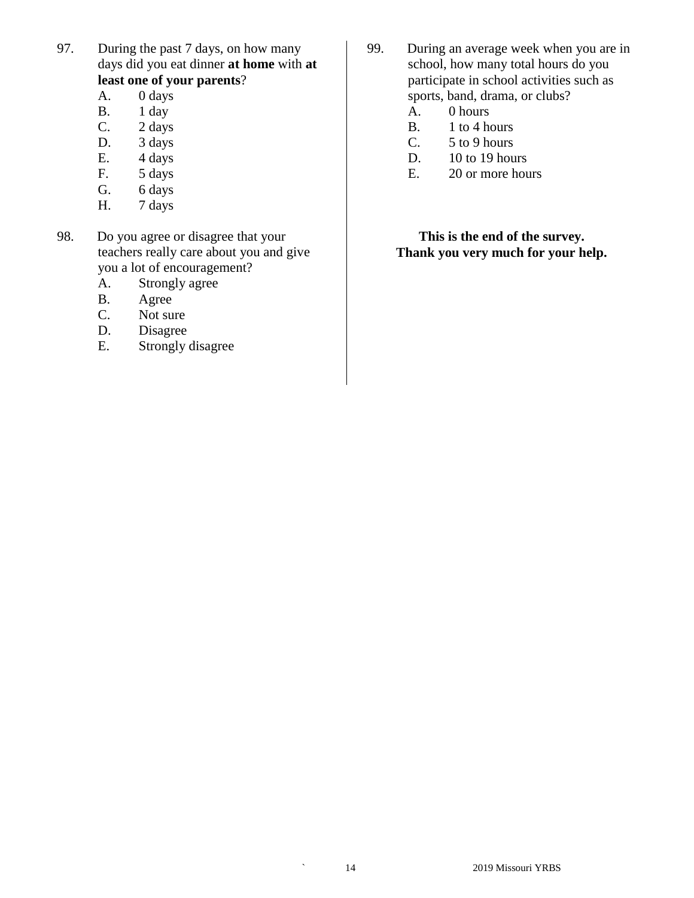97. During the past 7 days, on how many days did you eat dinner **at home** with **at least one of your parents**?
   A. 0 days
   B. 1 day
   C. 2 days
   D. 3 days
   E. 4 days
   F. 5 days
   G. 6 days
   H. 7 days

98. Do you agree or disagree that your teachers really care about you and give you a lot of encouragement?
   A. Strongly agree
   B. Agree
   C. Not sure
   D. Disagree
   E. Strongly disagree

99. During an average week when you are in school, how many total hours do you participate in school activities such as sports, band, drama, or clubs?
   A. 0 hours
   B. 1 to 4 hours
   C. 5 to 9 hours
   D. 10 to 19 hours
   E. 20 or more hours

**This is the end of the survey.**
**Thank you very much for your help.**